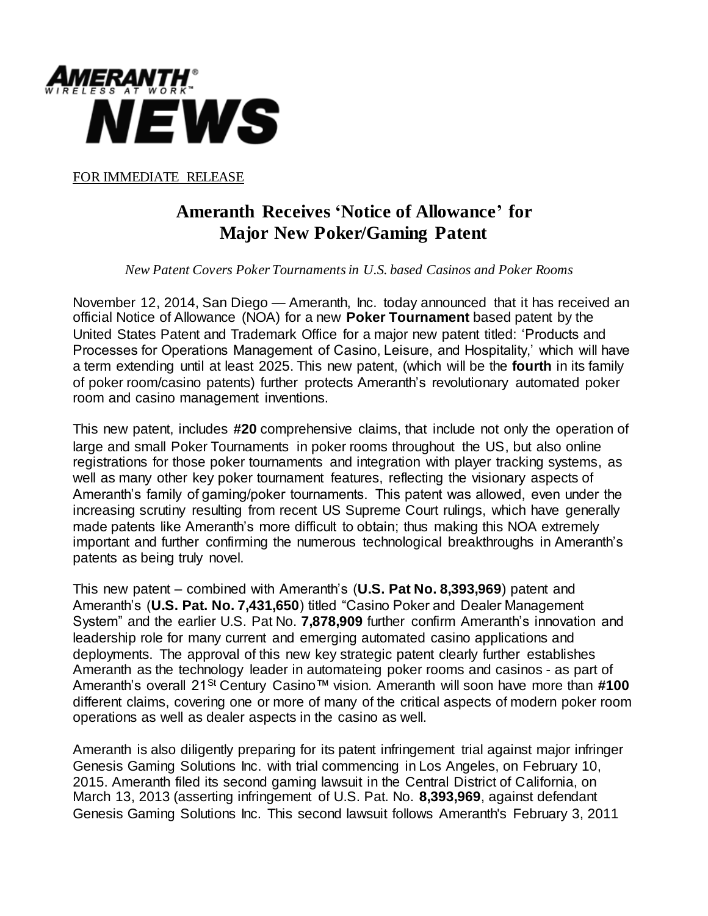**AMERANTH**®
WIRELESS AT WORK™
**NEWS**

FOR IMMEDIATE RELEASE

# Ameranth Receives 'Notice of Allowance' for Major New Poker/Gaming Patent

*New Patent Covers Poker Tournaments in U.S. based Casinos and Poker Rooms*

November 12, 2014, San Diego — Ameranth, Inc. today announced that it has received an official Notice of Allowance (NOA) for a new **Poker Tournament** based patent by the United States Patent and Trademark Office for a major new patent titled: 'Products and Processes for Operations Management of Casino, Leisure, and Hospitality,' which will have a term extending until at least 2025. This new patent, (which will be the **fourth** in its family of poker room/casino patents) further protects Ameranth's revolutionary automated poker room and casino management inventions.

This new patent, includes **#20** comprehensive claims, that include not only the operation of large and small Poker Tournaments in poker rooms throughout the US, but also online registrations for those poker tournaments and integration with player tracking systems, as well as many other key poker tournament features, reflecting the visionary aspects of Ameranth's family of gaming/poker tournaments. This patent was allowed, even under the increasing scrutiny resulting from recent US Supreme Court rulings, which have generally made patents like Ameranth's more difficult to obtain; thus making this NOA extremely important and further confirming the numerous technological breakthroughs in Ameranth's patents as being truly novel.

This new patent – combined with Ameranth's (**U.S. Pat No. 8,393,969**) patent and Ameranth's (**U.S. Pat. No. 7,431,650**) titled "Casino Poker and Dealer Management System" and the earlier U.S. Pat No. **7,878,909** further confirm Ameranth's innovation and leadership role for many current and emerging automated casino applications and deployments. The approval of this new key strategic patent clearly further establishes Ameranth as the technology leader in automateing poker rooms and casinos - as part of Ameranth's overall 21St Century Casino™ vision. Ameranth will soon have more than **#100** different claims, covering one or more of many of the critical aspects of modern poker room operations as well as dealer aspects in the casino as well.

Ameranth is also diligently preparing for its patent infringement trial against major infringer Genesis Gaming Solutions Inc. with trial commencing in Los Angeles, on February 10, 2015. Ameranth filed its second gaming lawsuit in the Central District of California, on March 13, 2013 (asserting infringement of U.S. Pat. No. **8,393,969**, against defendant Genesis Gaming Solutions Inc. This second lawsuit follows Ameranth's February 3, 2011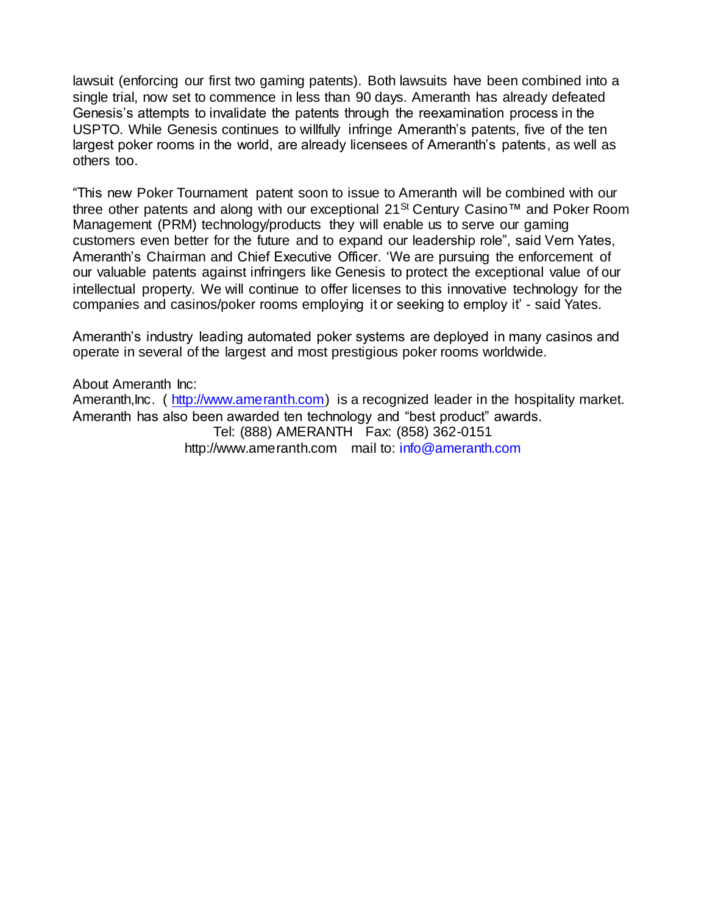lawsuit (enforcing our first two gaming patents). Both lawsuits have been combined into a single trial, now set to commence in less than 90 days. Ameranth has already defeated Genesis's attempts to invalidate the patents through the reexamination process in the USPTO. While Genesis continues to willfully infringe Ameranth's patents, five of the ten largest poker rooms in the world, are already licensees of Ameranth's patents, as well as others too.

"This new Poker Tournament patent soon to issue to Ameranth will be combined with our three other patents and along with our exceptional 21St Century Casino™ and Poker Room Management (PRM) technology/products they will enable us to serve our gaming customers even better for the future and to expand our leadership role", said Vern Yates, Ameranth's Chairman and Chief Executive Officer. 'We are pursuing the enforcement of our valuable patents against infringers like Genesis to protect the exceptional value of our intellectual property. We will continue to offer licenses to this innovative technology for the companies and casinos/poker rooms employing it or seeking to employ it' - said Yates.

Ameranth's industry leading automated poker systems are deployed in many casinos and operate in several of the largest and most prestigious poker rooms worldwide.

About Ameranth Inc:
Ameranth,Inc. ( http://www.ameranth.com) is a recognized leader in the hospitality market. Ameranth has also been awarded ten technology and "best product" awards.

Tel: (888) AMERANTH Fax: (858) 362-0151
http://www.ameranth.com mail to: info@ameranth.com